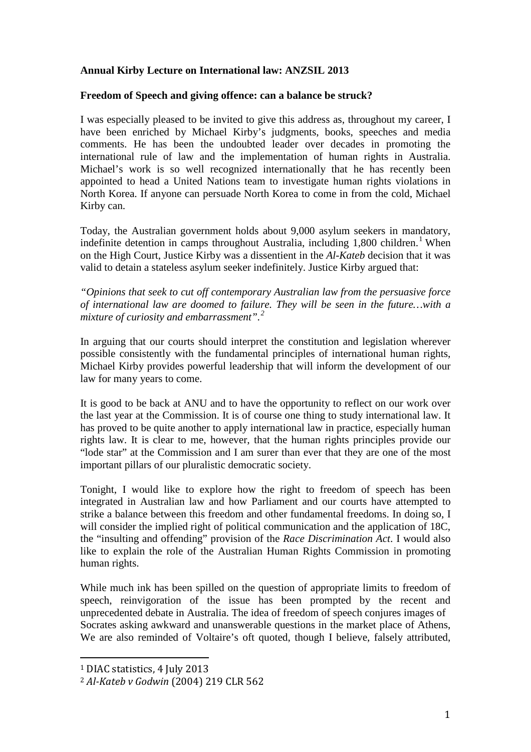**Annual Kirby Lecture on International law: ANZSIL 2013**

**Freedom of Speech and giving offence: can a balance be struck?**

I was especially pleased to be invited to give this address as, throughout my career, I have been enriched by Michael Kirby's judgments, books, speeches and media comments. He has been the undoubted leader over decades in promoting the international rule of law and the implementation of human rights in Australia. Michael's work is so well recognized internationally that he has recently been appointed to head a United Nations team to investigate human rights violations in North Korea. If anyone can persuade North Korea to come in from the cold, Michael Kirby can.

Today, the Australian government holds about 9,000 asylum seekers in mandatory, indefinite detention in camps throughout Australia, including 1,800 children.[1] When on the High Court, Justice Kirby was a dissentient in the *Al-Kateb* decision that it was valid to detain a stateless asylum seeker indefinitely. Justice Kirby argued that:

*"Opinions that seek to cut off contemporary Australian law from the persuasive force of international law are doomed to failure. They will be seen in the future…with a mixture of curiosity and embarrassment".*[2]

In arguing that our courts should interpret the constitution and legislation wherever possible consistently with the fundamental principles of international human rights, Michael Kirby provides powerful leadership that will inform the development of our law for many years to come.

It is good to be back at ANU and to have the opportunity to reflect on our work over the last year at the Commission. It is of course one thing to study international law. It has proved to be quite another to apply international law in practice, especially human rights law. It is clear to me, however, that the human rights principles provide our "lode star" at the Commission and I am surer than ever that they are one of the most important pillars of our pluralistic democratic society.

Tonight, I would like to explore how the right to freedom of speech has been integrated in Australian law and how Parliament and our courts have attempted to strike a balance between this freedom and other fundamental freedoms. In doing so, I will consider the implied right of political communication and the application of 18C, the "insulting and offending" provision of the *Race Discrimination Act*. I would also like to explain the role of the Australian Human Rights Commission in promoting human rights.

While much ink has been spilled on the question of appropriate limits to freedom of speech, reinvigoration of the issue has been prompted by the recent and unprecedented debate in Australia. The idea of freedom of speech conjures images of Socrates asking awkward and unanswerable questions in the market place of Athens, We are also reminded of Voltaire's oft quoted, though I believe, falsely attributed,

---

[1] DIAC statistics, 4 July 2013

[2] *Al-Kateb v Godwin* (2004) 219 CLR 562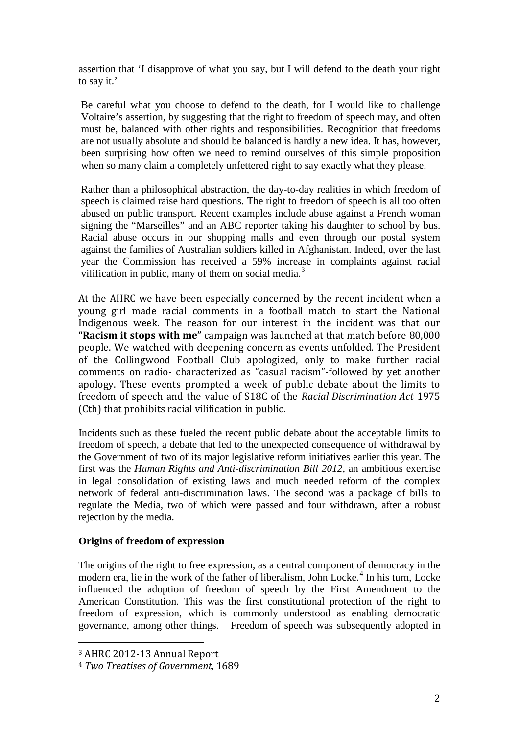assertion that 'I disapprove of what you say, but I will defend to the death your right to say it.'

Be careful what you choose to defend to the death, for I would like to challenge Voltaire's assertion, by suggesting that the right to freedom of speech may, and often must be, balanced with other rights and responsibilities. Recognition that freedoms are not usually absolute and should be balanced is hardly a new idea. It has, however, been surprising how often we need to remind ourselves of this simple proposition when so many claim a completely unfettered right to say exactly what they please.

Rather than a philosophical abstraction, the day-to-day realities in which freedom of speech is claimed raise hard questions. The right to freedom of speech is all too often abused on public transport. Recent examples include abuse against a French woman signing the "Marseilles" and an ABC reporter taking his daughter to school by bus. Racial abuse occurs in our shopping malls and even through our postal system against the families of Australian soldiers killed in Afghanistan. Indeed, over the last year the Commission has received a 59% increase in complaints against racial vilification in public, many of them on social media.[3]

At the AHRC we have been especially concerned by the recent incident when a young girl made racial comments in a football match to start the National Indigenous week. The reason for our interest in the incident was that our **"Racism it stops with me"** campaign was launched at that match before 80,000 people. We watched with deepening concern as events unfolded. The President of the Collingwood Football Club apologized, only to make further racial comments on radio- characterized as "casual racism"-followed by yet another apology. These events prompted a week of public debate about the limits to freedom of speech and the value of S18C of the *Racial Discrimination Act* 1975 (Cth) that prohibits racial vilification in public.

Incidents such as these fueled the recent public debate about the acceptable limits to freedom of speech, a debate that led to the unexpected consequence of withdrawal by the Government of two of its major legislative reform initiatives earlier this year. The first was the *Human Rights and Anti-discrimination Bill 2012*, an ambitious exercise in legal consolidation of existing laws and much needed reform of the complex network of federal anti-discrimination laws. The second was a package of bills to regulate the Media, two of which were passed and four withdrawn, after a robust rejection by the media.

### Origins of freedom of expression

The origins of the right to free expression, as a central component of democracy in the modern era, lie in the work of the father of liberalism, John Locke.[4] In his turn, Locke influenced the adoption of freedom of speech by the First Amendment to the American Constitution. This was the first constitutional protection of the right to freedom of expression, which is commonly understood as enabling democratic governance, among other things. Freedom of speech was subsequently adopted in

---

[3] AHRC 2012-13 Annual Report

[4] *Two Treatises of Government,* 1689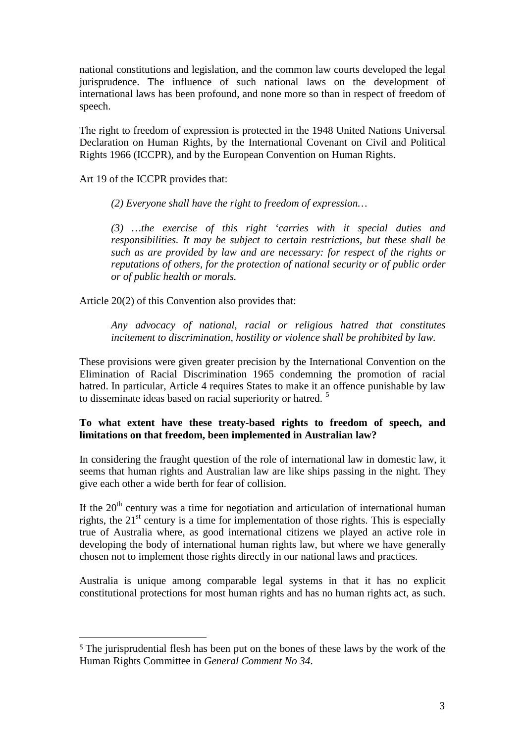national constitutions and legislation, and the common law courts developed the legal jurisprudence. The influence of such national laws on the development of international laws has been profound, and none more so than in respect of freedom of speech.

The right to freedom of expression is protected in the 1948 United Nations Universal Declaration on Human Rights, by the International Covenant on Civil and Political Rights 1966 (ICCPR), and by the European Convention on Human Rights.

Art 19 of the ICCPR provides that:

> *(2) Everyone shall have the right to freedom of expression…*
>
> *(3) …the exercise of this right 'carries with it special duties and responsibilities. It may be subject to certain restrictions, but these shall be such as are provided by law and are necessary: for respect of the rights or reputations of others, for the protection of national security or of public order or of public health or morals.*

Article 20(2) of this Convention also provides that:

> *Any advocacy of national, racial or religious hatred that constitutes incitement to discrimination, hostility or violence shall be prohibited by law.*

These provisions were given greater precision by the International Convention on the Elimination of Racial Discrimination 1965 condemning the promotion of racial hatred. In particular, Article 4 requires States to make it an offence punishable by law to disseminate ideas based on racial superiority or hatred. [5]

**To what extent have these treaty-based rights to freedom of speech, and limitations on that freedom, been implemented in Australian law?**

In considering the fraught question of the role of international law in domestic law, it seems that human rights and Australian law are like ships passing in the night. They give each other a wide berth for fear of collision.

If the 20th century was a time for negotiation and articulation of international human rights, the 21st century is a time for implementation of those rights. This is especially true of Australia where, as good international citizens we played an active role in developing the body of international human rights law, but where we have generally chosen not to implement those rights directly in our national laws and practices.

Australia is unique among comparable legal systems in that it has no explicit constitutional protections for most human rights and has no human rights act, as such.

---

[5] The jurisprudential flesh has been put on the bones of these laws by the work of the Human Rights Committee in *General Comment No 34*.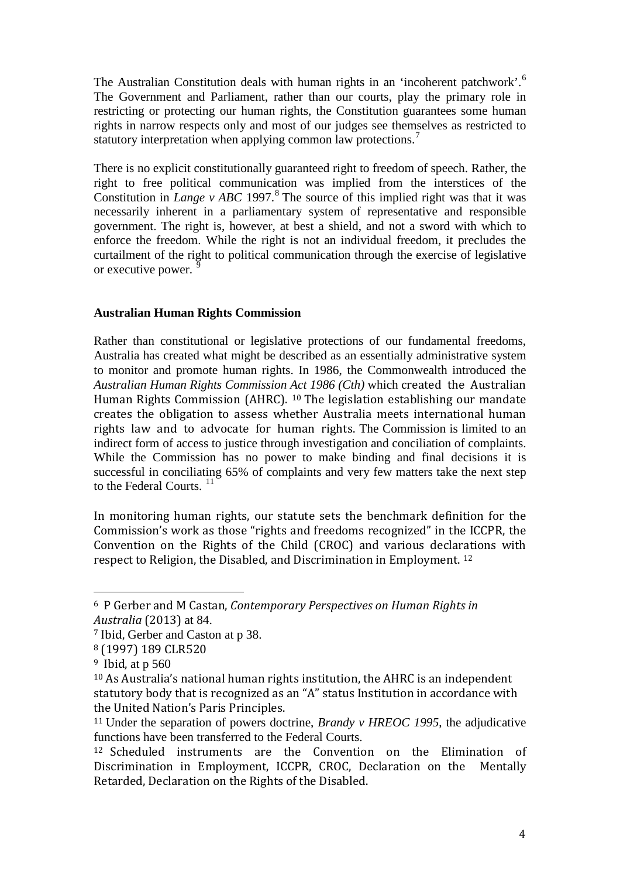The Australian Constitution deals with human rights in an 'incoherent patchwork'.[6] The Government and Parliament, rather than our courts, play the primary role in restricting or protecting our human rights, the Constitution guarantees some human rights in narrow respects only and most of our judges see themselves as restricted to statutory interpretation when applying common law protections.[7]

There is no explicit constitutionally guaranteed right to freedom of speech. Rather, the right to free political communication was implied from the interstices of the Constitution in *Lange v ABC* 1997.[8] The source of this implied right was that it was necessarily inherent in a parliamentary system of representative and responsible government. The right is, however, at best a shield, and not a sword with which to enforce the freedom. While the right is not an individual freedom, it precludes the curtailment of the right to political communication through the exercise of legislative or executive power. [9]

**Australian Human Rights Commission**

Rather than constitutional or legislative protections of our fundamental freedoms, Australia has created what might be described as an essentially administrative system to monitor and promote human rights. In 1986, the Commonwealth introduced the *Australian Human Rights Commission Act 1986 (Cth)* which created the Australian Human Rights Commission (AHRC). [10] The legislation establishing our mandate creates the obligation to assess whether Australia meets international human rights law and to advocate for human rights. The Commission is limited to an indirect form of access to justice through investigation and conciliation of complaints. While the Commission has no power to make binding and final decisions it is successful in conciliating 65% of complaints and very few matters take the next step to the Federal Courts. [11]

In monitoring human rights, our statute sets the benchmark definition for the Commission's work as those "rights and freedoms recognized" in the ICCPR, the Convention on the Rights of the Child (CROC) and various declarations with respect to Religion, the Disabled, and Discrimination in Employment. [12]

---

[6] P Gerber and M Castan, *Contemporary Perspectives on Human Rights in Australia* (2013) at 84.

[7] Ibid, Gerber and Caston at p 38.

[8] (1997) 189 CLR520

[9] Ibid, at p 560

[10] As Australia's national human rights institution, the AHRC is an independent statutory body that is recognized as an "A" status Institution in accordance with the United Nation's Paris Principles.

[11] Under the separation of powers doctrine, *Brandy v HREOC 1995*, the adjudicative functions have been transferred to the Federal Courts.

[12] Scheduled instruments are the Convention on the Elimination of Discrimination in Employment, ICCPR, CROC, Declaration on the Mentally Retarded, Declaration on the Rights of the Disabled.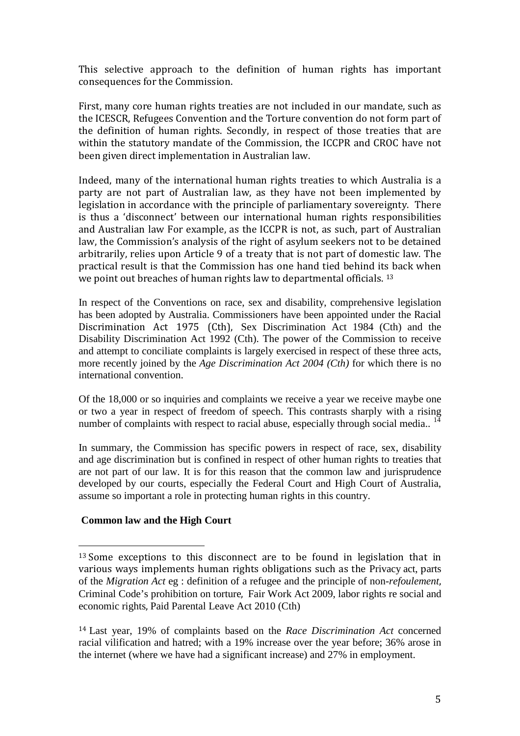This selective approach to the definition of human rights has important consequences for the Commission.

First, many core human rights treaties are not included in our mandate, such as the ICESCR, Refugees Convention and the Torture convention do not form part of the definition of human rights. Secondly, in respect of those treaties that are within the statutory mandate of the Commission, the ICCPR and CROC have not been given direct implementation in Australian law.

Indeed, many of the international human rights treaties to which Australia is a party are not part of Australian law, as they have not been implemented by legislation in accordance with the principle of parliamentary sovereignty. There is thus a 'disconnect' between our international human rights responsibilities and Australian law For example, as the ICCPR is not, as such, part of Australian law, the Commission's analysis of the right of asylum seekers not to be detained arbitrarily, relies upon Article 9 of a treaty that is not part of domestic law. The practical result is that the Commission has one hand tied behind its back when we point out breaches of human rights law to departmental officials. [13]

In respect of the Conventions on race, sex and disability, comprehensive legislation has been adopted by Australia. Commissioners have been appointed under the Racial Discrimination Act 1975 (Cth), Sex Discrimination Act 1984 (Cth) and the Disability Discrimination Act 1992 (Cth). The power of the Commission to receive and attempt to conciliate complaints is largely exercised in respect of these three acts, more recently joined by the *Age Discrimination Act 2004 (Cth)* for which there is no international convention.

Of the 18,000 or so inquiries and complaints we receive a year we receive maybe one or two a year in respect of freedom of speech. This contrasts sharply with a rising number of complaints with respect to racial abuse, especially through social media.. [14]

In summary, the Commission has specific powers in respect of race, sex, disability and age discrimination but is confined in respect of other human rights to treaties that are not part of our law. It is for this reason that the common law and jurisprudence developed by our courts, especially the Federal Court and High Court of Australia, assume so important a role in protecting human rights in this country.

**Common law and the High Court**

---

[13] Some exceptions to this disconnect are to be found in legislation that in various ways implements human rights obligations such as the Privacy act, parts of the *Migration Act* eg : definition of a refugee and the principle of non-*refoulement*, Criminal Code's prohibition on torture, Fair Work Act 2009, labor rights re social and economic rights, Paid Parental Leave Act 2010 (Cth)

[14] Last year, 19% of complaints based on the *Race Discrimination Act* concerned racial vilification and hatred; with a 19% increase over the year before; 36% arose in the internet (where we have had a significant increase) and 27% in employment.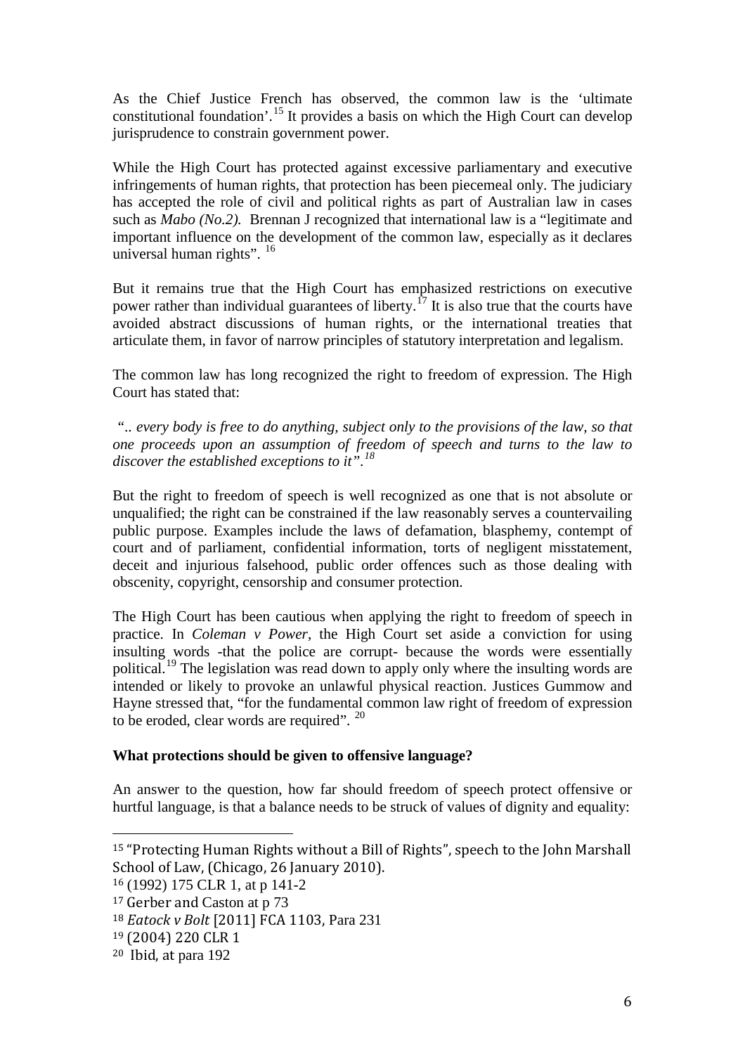As the Chief Justice French has observed, the common law is the 'ultimate constitutional foundation'.[15] It provides a basis on which the High Court can develop jurisprudence to constrain government power.

While the High Court has protected against excessive parliamentary and executive infringements of human rights, that protection has been piecemeal only. The judiciary has accepted the role of civil and political rights as part of Australian law in cases such as *Mabo (No.2).* Brennan J recognized that international law is a "legitimate and important influence on the development of the common law, especially as it declares universal human rights". [16]

But it remains true that the High Court has emphasized restrictions on executive power rather than individual guarantees of liberty.[17] It is also true that the courts have avoided abstract discussions of human rights, or the international treaties that articulate them, in favor of narrow principles of statutory interpretation and legalism.

The common law has long recognized the right to freedom of expression. The High Court has stated that:

*".. every body is free to do anything, subject only to the provisions of the law, so that one proceeds upon an assumption of freedom of speech and turns to the law to discover the established exceptions to it".*[18]

But the right to freedom of speech is well recognized as one that is not absolute or unqualified; the right can be constrained if the law reasonably serves a countervailing public purpose. Examples include the laws of defamation, blasphemy, contempt of court and of parliament, confidential information, torts of negligent misstatement, deceit and injurious falsehood, public order offences such as those dealing with obscenity, copyright, censorship and consumer protection.

The High Court has been cautious when applying the right to freedom of speech in practice. In *Coleman v Power*, the High Court set aside a conviction for using insulting words -that the police are corrupt- because the words were essentially political.[19] The legislation was read down to apply only where the insulting words are intended or likely to provoke an unlawful physical reaction. Justices Gummow and Hayne stressed that, "for the fundamental common law right of freedom of expression to be eroded, clear words are required". [20]

**What protections should be given to offensive language?**

An answer to the question, how far should freedom of speech protect offensive or hurtful language, is that a balance needs to be struck of values of dignity and equality:

---

[15] "Protecting Human Rights without a Bill of Rights", speech to the John Marshall School of Law, (Chicago, 26 January 2010).

[16] (1992) 175 CLR 1, at p 141-2

[17] Gerber and Caston at p 73

[18] *Eatock v Bolt* [2011] FCA 1103, Para 231

[19] (2004) 220 CLR 1

[20] Ibid, at para 192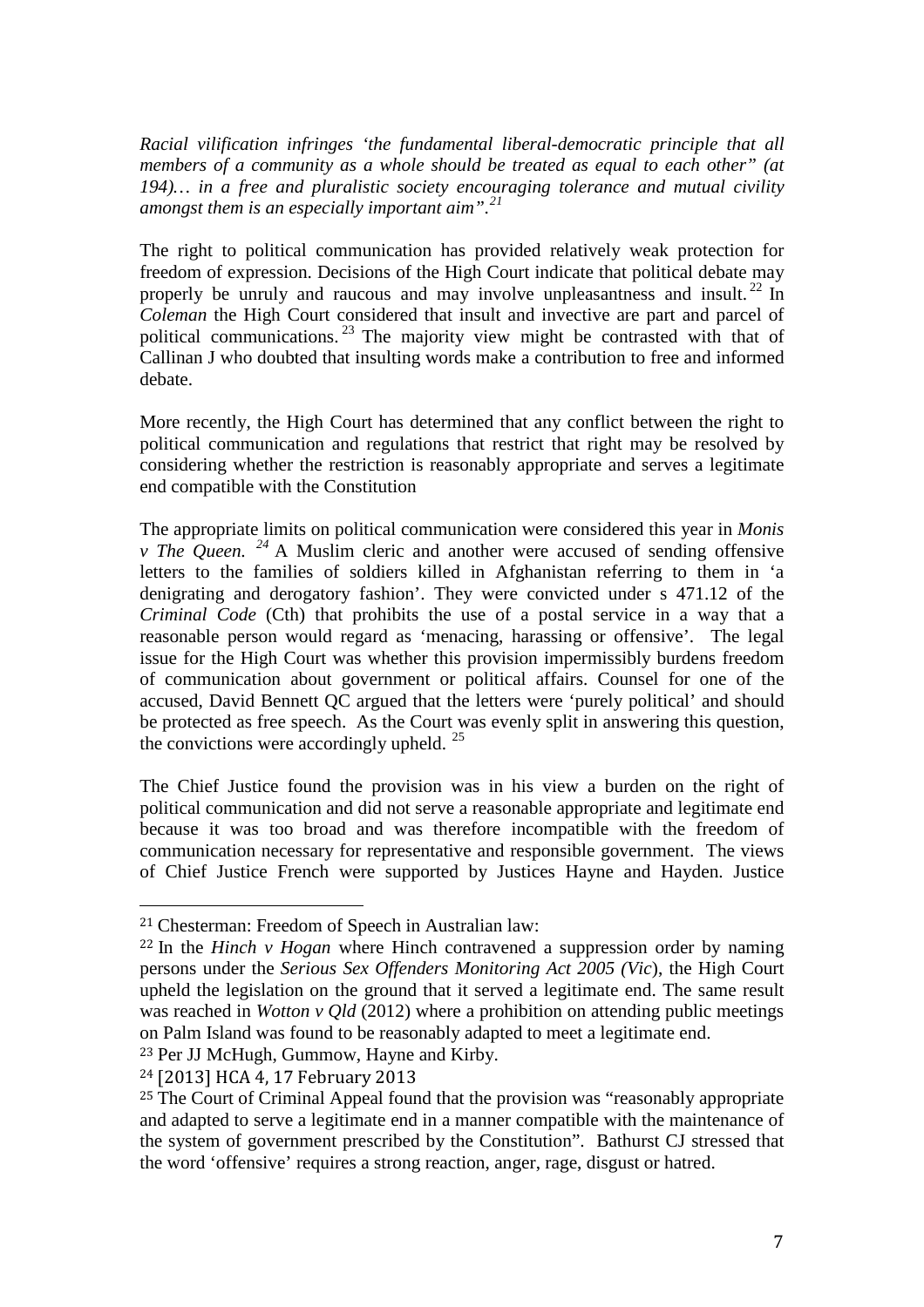*Racial vilification infringes 'the fundamental liberal-democratic principle that all members of a community as a whole should be treated as equal to each other" (at 194)… in a free and pluralistic society encouraging tolerance and mutual civility amongst them is an especially important aim".*[21]

The right to political communication has provided relatively weak protection for freedom of expression. Decisions of the High Court indicate that political debate may properly be unruly and raucous and may involve unpleasantness and insult.[22] In *Coleman* the High Court considered that insult and invective are part and parcel of political communications.[23] The majority view might be contrasted with that of Callinan J who doubted that insulting words make a contribution to free and informed debate.

More recently, the High Court has determined that any conflict between the right to political communication and regulations that restrict that right may be resolved by considering whether the restriction is reasonably appropriate and serves a legitimate end compatible with the Constitution

The appropriate limits on political communication were considered this year in *Monis v The Queen.*[24] A Muslim cleric and another were accused of sending offensive letters to the families of soldiers killed in Afghanistan referring to them in 'a denigrating and derogatory fashion'. They were convicted under s 471.12 of the *Criminal Code* (Cth) that prohibits the use of a postal service in a way that a reasonable person would regard as 'menacing, harassing or offensive'. The legal issue for the High Court was whether this provision impermissibly burdens freedom of communication about government or political affairs. Counsel for one of the accused, David Bennett QC argued that the letters were 'purely political' and should be protected as free speech. As the Court was evenly split in answering this question, the convictions were accordingly upheld.[25]

The Chief Justice found the provision was in his view a burden on the right of political communication and did not serve a reasonable appropriate and legitimate end because it was too broad and was therefore incompatible with the freedom of communication necessary for representative and responsible government. The views of Chief Justice French were supported by Justices Hayne and Hayden. Justice

---

[21] Chesterman: Freedom of Speech in Australian law:

[22] In the *Hinch v Hogan* where Hinch contravened a suppression order by naming persons under the *Serious Sex Offenders Monitoring Act 2005 (Vic*), the High Court upheld the legislation on the ground that it served a legitimate end. The same result was reached in *Wotton v Qld* (2012) where a prohibition on attending public meetings on Palm Island was found to be reasonably adapted to meet a legitimate end.

[23] Per JJ McHugh, Gummow, Hayne and Kirby.

[24] [2013] HCA 4, 17 February 2013

[25] The Court of Criminal Appeal found that the provision was "reasonably appropriate and adapted to serve a legitimate end in a manner compatible with the maintenance of the system of government prescribed by the Constitution". Bathurst CJ stressed that the word 'offensive' requires a strong reaction, anger, rage, disgust or hatred.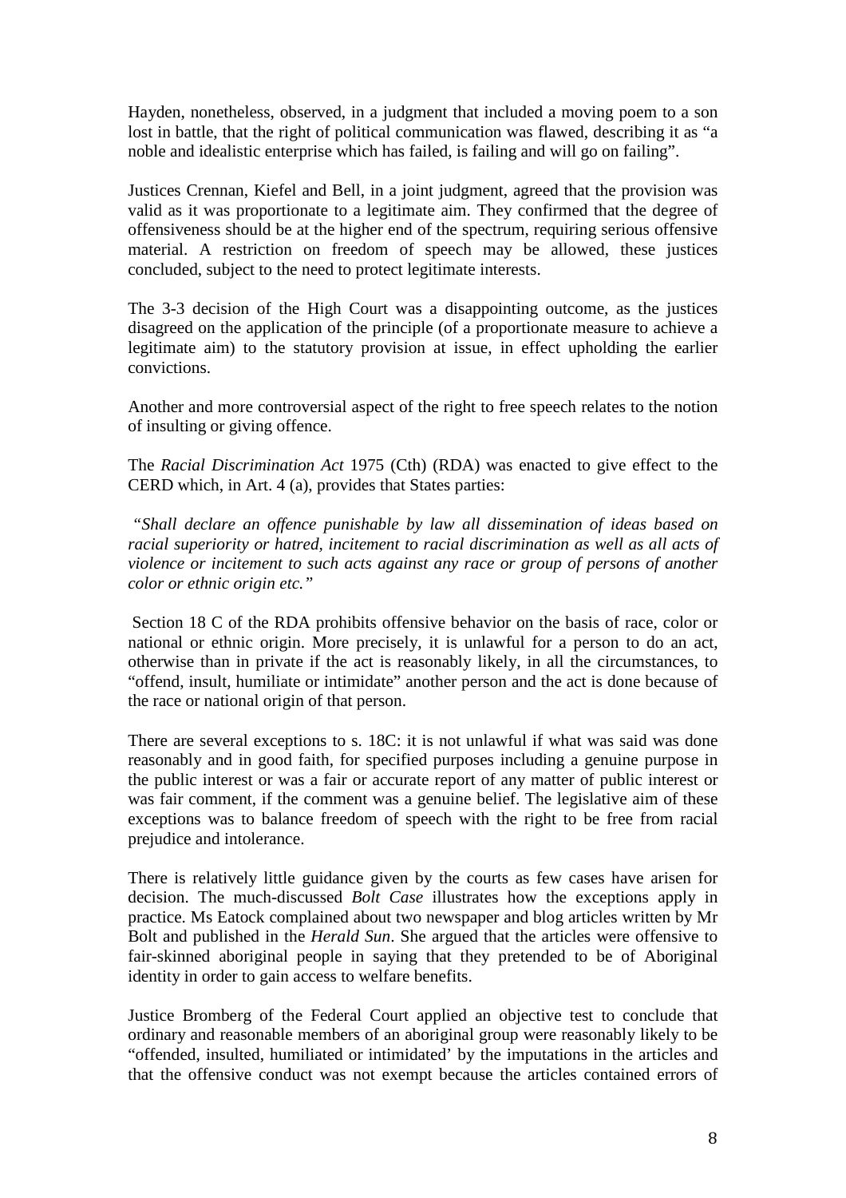Hayden, nonetheless, observed, in a judgment that included a moving poem to a son lost in battle, that the right of political communication was flawed, describing it as "a noble and idealistic enterprise which has failed, is failing and will go on failing".

Justices Crennan, Kiefel and Bell, in a joint judgment, agreed that the provision was valid as it was proportionate to a legitimate aim. They confirmed that the degree of offensiveness should be at the higher end of the spectrum, requiring serious offensive material. A restriction on freedom of speech may be allowed, these justices concluded, subject to the need to protect legitimate interests.

The 3-3 decision of the High Court was a disappointing outcome, as the justices disagreed on the application of the principle (of a proportionate measure to achieve a legitimate aim) to the statutory provision at issue, in effect upholding the earlier convictions.

Another and more controversial aspect of the right to free speech relates to the notion of insulting or giving offence.

The *Racial Discrimination Act* 1975 (Cth) (RDA) was enacted to give effect to the CERD which, in Art. 4 (a), provides that States parties:

*"Shall declare an offence punishable by law all dissemination of ideas based on racial superiority or hatred, incitement to racial discrimination as well as all acts of violence or incitement to such acts against any race or group of persons of another color or ethnic origin etc."*

Section 18 C of the RDA prohibits offensive behavior on the basis of race, color or national or ethnic origin. More precisely, it is unlawful for a person to do an act, otherwise than in private if the act is reasonably likely, in all the circumstances, to "offend, insult, humiliate or intimidate" another person and the act is done because of the race or national origin of that person.

There are several exceptions to s. 18C: it is not unlawful if what was said was done reasonably and in good faith, for specified purposes including a genuine purpose in the public interest or was a fair or accurate report of any matter of public interest or was fair comment, if the comment was a genuine belief. The legislative aim of these exceptions was to balance freedom of speech with the right to be free from racial prejudice and intolerance.

There is relatively little guidance given by the courts as few cases have arisen for decision. The much-discussed *Bolt Case* illustrates how the exceptions apply in practice. Ms Eatock complained about two newspaper and blog articles written by Mr Bolt and published in the *Herald Sun*. She argued that the articles were offensive to fair-skinned aboriginal people in saying that they pretended to be of Aboriginal identity in order to gain access to welfare benefits.

Justice Bromberg of the Federal Court applied an objective test to conclude that ordinary and reasonable members of an aboriginal group were reasonably likely to be "offended, insulted, humiliated or intimidated' by the imputations in the articles and that the offensive conduct was not exempt because the articles contained errors of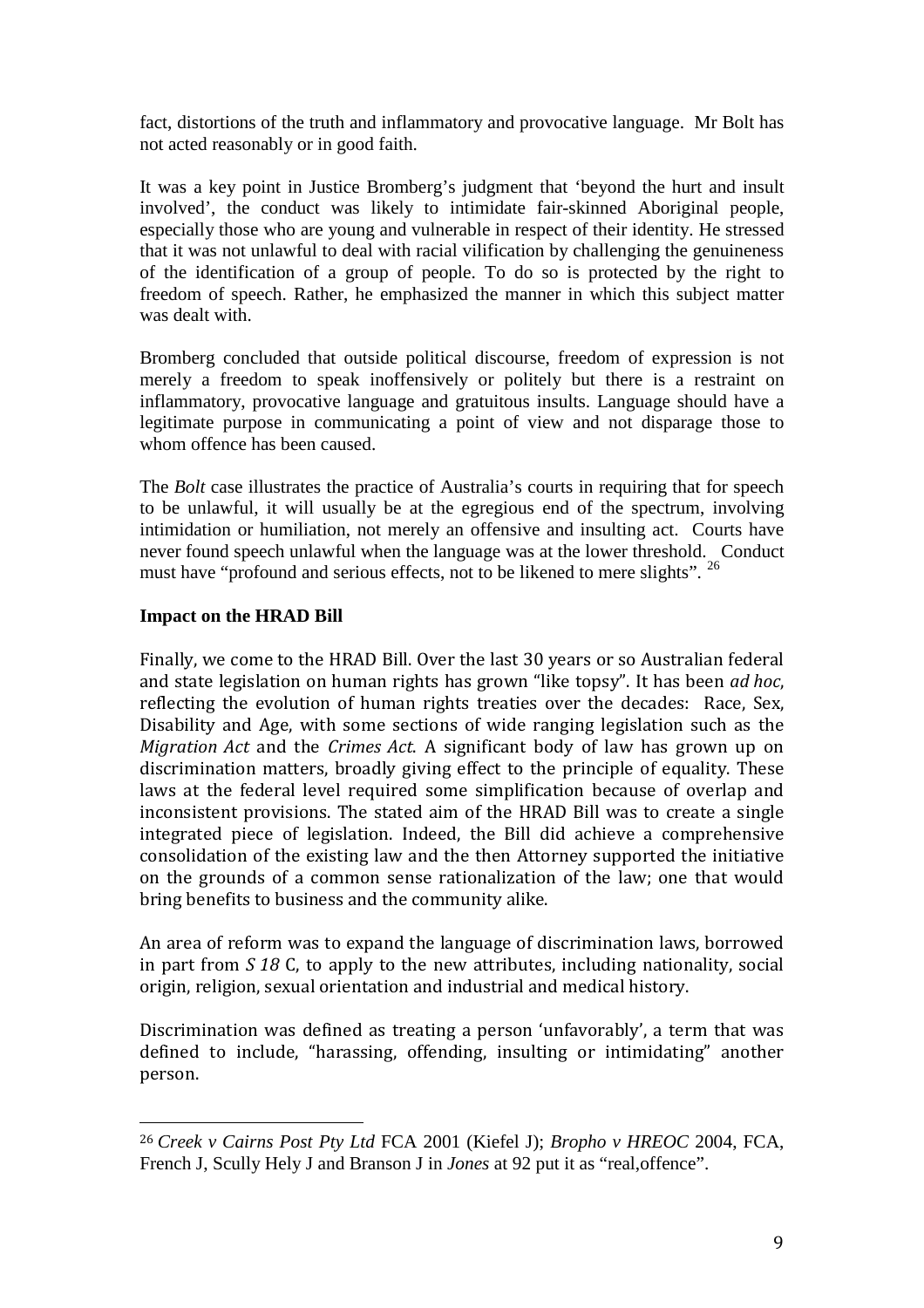fact, distortions of the truth and inflammatory and provocative language. Mr Bolt has not acted reasonably or in good faith.

It was a key point in Justice Bromberg's judgment that 'beyond the hurt and insult involved', the conduct was likely to intimidate fair-skinned Aboriginal people, especially those who are young and vulnerable in respect of their identity. He stressed that it was not unlawful to deal with racial vilification by challenging the genuineness of the identification of a group of people. To do so is protected by the right to freedom of speech. Rather, he emphasized the manner in which this subject matter was dealt with.

Bromberg concluded that outside political discourse, freedom of expression is not merely a freedom to speak inoffensively or politely but there is a restraint on inflammatory, provocative language and gratuitous insults. Language should have a legitimate purpose in communicating a point of view and not disparage those to whom offence has been caused.

The *Bolt* case illustrates the practice of Australia's courts in requiring that for speech to be unlawful, it will usually be at the egregious end of the spectrum, involving intimidation or humiliation, not merely an offensive and insulting act. Courts have never found speech unlawful when the language was at the lower threshold. Conduct must have "profound and serious effects, not to be likened to mere slights". [26]

**Impact on the HRAD Bill**

Finally, we come to the HRAD Bill. Over the last 30 years or so Australian federal and state legislation on human rights has grown "like topsy". It has been *ad hoc*, reflecting the evolution of human rights treaties over the decades: Race, Sex, Disability and Age, with some sections of wide ranging legislation such as the *Migration Act* and the *Crimes Act*. A significant body of law has grown up on discrimination matters, broadly giving effect to the principle of equality. These laws at the federal level required some simplification because of overlap and inconsistent provisions. The stated aim of the HRAD Bill was to create a single integrated piece of legislation. Indeed, the Bill did achieve a comprehensive consolidation of the existing law and the then Attorney supported the initiative on the grounds of a common sense rationalization of the law; one that would bring benefits to business and the community alike.

An area of reform was to expand the language of discrimination laws, borrowed in part from *S 18* C, to apply to the new attributes, including nationality, social origin, religion, sexual orientation and industrial and medical history.

Discrimination was defined as treating a person 'unfavorably', a term that was defined to include, "harassing, offending, insulting or intimidating" another person.

---

[26] *Creek v Cairns Post Pty Ltd* FCA 2001 (Kiefel J); *Bropho v HREOC* 2004, FCA, French J, Scully Hely J and Branson J in *Jones* at 92 put it as "real,offence".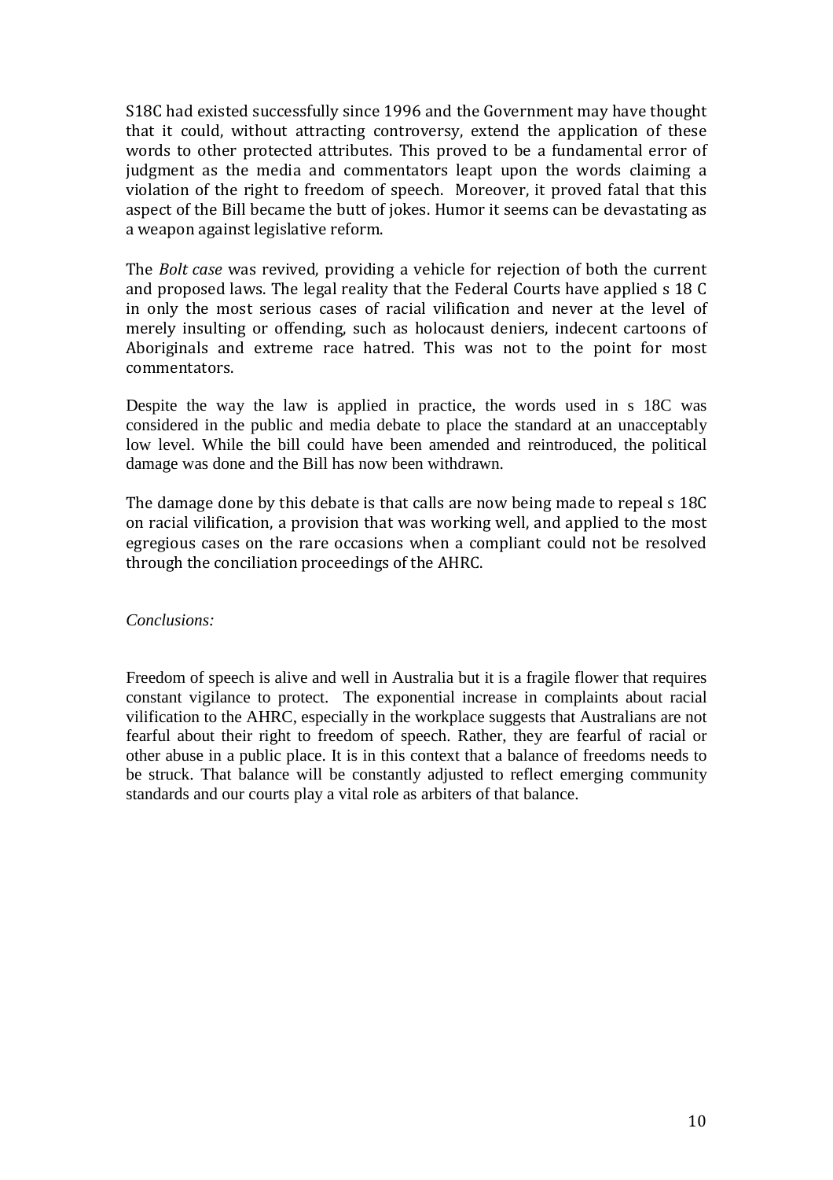S18C had existed successfully since 1996 and the Government may have thought that it could, without attracting controversy, extend the application of these words to other protected attributes. This proved to be a fundamental error of judgment as the media and commentators leapt upon the words claiming a violation of the right to freedom of speech. Moreover, it proved fatal that this aspect of the Bill became the butt of jokes. Humor it seems can be devastating as a weapon against legislative reform.

The *Bolt case* was revived, providing a vehicle for rejection of both the current and proposed laws. The legal reality that the Federal Courts have applied s 18 C in only the most serious cases of racial vilification and never at the level of merely insulting or offending, such as holocaust deniers, indecent cartoons of Aboriginals and extreme race hatred. This was not to the point for most commentators.

Despite the way the law is applied in practice, the words used in s 18C was considered in the public and media debate to place the standard at an unacceptably low level. While the bill could have been amended and reintroduced, the political damage was done and the Bill has now been withdrawn.

The damage done by this debate is that calls are now being made to repeal s 18C on racial vilification, a provision that was working well, and applied to the most egregious cases on the rare occasions when a compliant could not be resolved through the conciliation proceedings of the AHRC.

*Conclusions:*

Freedom of speech is alive and well in Australia but it is a fragile flower that requires constant vigilance to protect. The exponential increase in complaints about racial vilification to the AHRC, especially in the workplace suggests that Australians are not fearful about their right to freedom of speech. Rather, they are fearful of racial or other abuse in a public place. It is in this context that a balance of freedoms needs to be struck. That balance will be constantly adjusted to reflect emerging community standards and our courts play a vital role as arbiters of that balance.